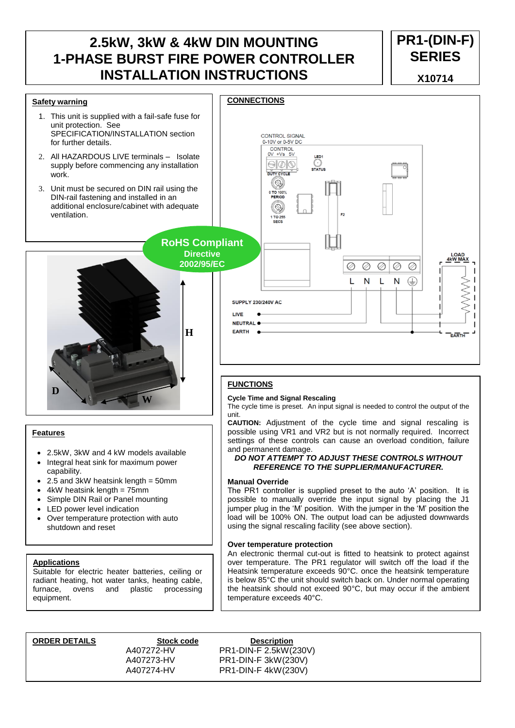# 2.5kW, 3kW & 4kW DIN MOUNTING 1-PHASE BURST FIRE POWER CONTROLLER INSTALLATION INSTRUCTIONS

## PR1-(DIN-F) SERIES

X10714

### Safety warning

1. This unit is supplied with a fail-safe fuse for unit protection. See SPECIFICATION/INSTALLATION section for further details.
2. All HAZARDOUS LIVE terminals – Isolate supply before commencing any installation work.
3. Unit must be secured on DIN rail using the DIN-rail fastening and installed in an additional enclosure/cabinet with adequate ventilation.

**RoHS Compliant**
**Directive 2002/95/EC**

H

D

W

### CONNECTIONS

CONTROL SIGNAL
0-10V or 0-5V DC
CONTROL
0V +Vs 5V
LED1
STATUS
DUTY CYCLE
0 TO 100%
PERIOD
1 TO 255 SECS
F2
LOAD
4kW MAX
L N L N
SUPPLY 230/240V AC
LIVE
NEUTRAL
EARTH
EARTH

### Features

- 2.5kW, 3kW and 4 kW models available
- Integral heat sink for maximum power capability.
- 2.5 and 3kW heatsink length = 50mm
- 4kW heatsink length = 75mm
- Simple DIN Rail or Panel mounting
- LED power level indication
- Over temperature protection with auto shutdown and reset

### Applications

Suitable for electric heater batteries, ceiling or radiant heating, hot water tanks, heating cable, furnace, ovens and plastic processing equipment.

### FUNCTIONS

**Cycle Time and Signal Rescaling**

The cycle time is preset. An input signal is needed to control the output of the unit.

**CAUTION:** Adjustment of the cycle time and signal rescaling is possible using VR1 and VR2 but is not normally required. Incorrect settings of these controls can cause an overload condition, failure and permanent damage.

***DO NOT ATTEMPT TO ADJUST THESE CONTROLS WITHOUT REFERENCE TO THE SUPPLIER/MANUFACTURER.***

**Manual Override**

The PR1 controller is supplied preset to the auto 'A' position. It is possible to manually override the input signal by placing the J1 jumper plug in the 'M' position. With the jumper in the 'M' position the load will be 100% ON. The output load can be adjusted downwards using the signal rescaling facility (see above section).

**Over temperature protection**

An electronic thermal cut-out is fitted to heatsink to protect against over temperature. The PR1 regulator will switch off the load if the Heatsink temperature exceeds 90°C. once the heatsink temperature is below 85°C the unit should switch back on. Under normal operating the heatsink should not exceed 90°C, but may occur if the ambient temperature exceeds 40°C.

### ORDER DETAILS

| Stock code | Description |
|---|---|
| A407272-HV | PR1-DIN-F 2.5kW(230V) |
| A407273-HV | PR1-DIN-F 3kW(230V) |
| A407274-HV | PR1-DIN-F 4kW(230V) |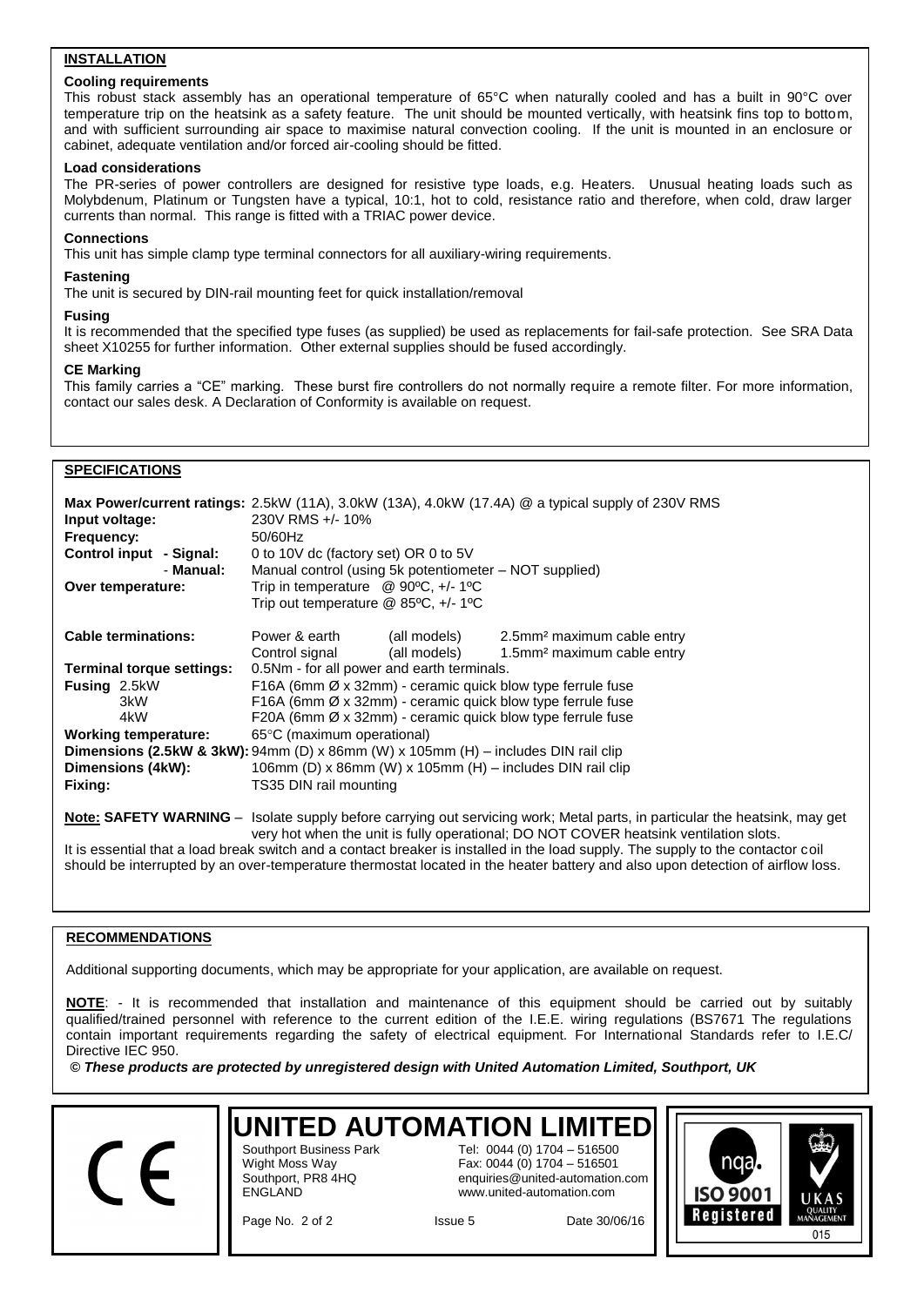## INSTALLATION

### Cooling requirements

This robust stack assembly has an operational temperature of 65°C when naturally cooled and has a built in 90°C over temperature trip on the heatsink as a safety feature. The unit should be mounted vertically, with heatsink fins top to bottom, and with sufficient surrounding air space to maximise natural convection cooling. If the unit is mounted in an enclosure or cabinet, adequate ventilation and/or forced air-cooling should be fitted.

### Load considerations

The PR-series of power controllers are designed for resistive type loads, e.g. Heaters. Unusual heating loads such as Molybdenum, Platinum or Tungsten have a typical, 10:1, hot to cold, resistance ratio and therefore, when cold, draw larger currents than normal. This range is fitted with a TRIAC power device.

### Connections

This unit has simple clamp type terminal connectors for all auxiliary-wiring requirements.

### Fastening

The unit is secured by DIN-rail mounting feet for quick installation/removal

### Fusing

It is recommended that the specified type fuses (as supplied) be used as replacements for fail-safe protection. See SRA Data sheet X10255 for further information. Other external supplies should be fused accordingly.

### CE Marking

This family carries a "CE" marking. These burst fire controllers do not normally require a remote filter. For more information, contact our sales desk. A Declaration of Conformity is available on request.

## SPECIFICATIONS

| | | | |
|---|---|---|---|
| **Max Power/current ratings:** | 2.5kW (11A), 3.0kW (13A), 4.0kW (17.4A) @ a typical supply of 230V RMS | | |
| **Input voltage:** | 230V RMS +/- 10% | | |
| **Frequency:** | 50/60Hz | | |
| **Control input - Signal:** | 0 to 10V dc (factory set) OR 0 to 5V | | |
| **- Manual:** | Manual control (using 5k potentiometer – NOT supplied) | | |
| **Over temperature:** | Trip in temperature @ 90ºC, +/- 1ºC | | |
| | Trip out temperature @ 85ºC, +/- 1ºC | | |
| **Cable terminations:** | Power & earth | (all models) | 2.5mm² maximum cable entry |
| | Control signal | (all models) | 1.5mm² maximum cable entry |
| **Terminal torque settings:** | 0.5Nm - for all power and earth terminals. | | |
| **Fusing** 2.5kW | F16A (6mm Ø x 32mm) - ceramic quick blow type ferrule fuse | | |
| 3kW | F16A (6mm Ø x 32mm) - ceramic quick blow type ferrule fuse | | |
| 4kW | F20A (6mm Ø x 32mm) - ceramic quick blow type ferrule fuse | | |
| **Working temperature:** | 65°C (maximum operational) | | |
| **Dimensions (2.5kW & 3kW):** | 94mm (D) x 86mm (W) x 105mm (H) – includes DIN rail clip | | |
| **Dimensions (4kW):** | 106mm (D) x 86mm (W) x 105mm (H) – includes DIN rail clip | | |
| **Fixing:** | TS35 DIN rail mounting | | |

**Note: SAFETY WARNING** – Isolate supply before carrying out servicing work; Metal parts, in particular the heatsink, may get very hot when the unit is fully operational; DO NOT COVER heatsink ventilation slots.

It is essential that a load break switch and a contact breaker is installed in the load supply. The supply to the contactor coil should be interrupted by an over-temperature thermostat located in the heater battery and also upon detection of airflow loss.

## RECOMMENDATIONS

Additional supporting documents, which may be appropriate for your application, are available on request.

**NOTE**: - It is recommended that installation and maintenance of this equipment should be carried out by suitably qualified/trained personnel with reference to the current edition of the I.E.E. wiring regulations (BS7671 The regulations contain important requirements regarding the safety of electrical equipment. For International Standards refer to I.E.C/ Directive IEC 950.

***© These products are protected by unregistered design with United Automation Limited, Southport, UK***

CE

# UNITED AUTOMATION LIMITED

Southport Business Park
Wight Moss Way
Southport, PR8 4HQ
ENGLAND

Tel: 0044 (0) 1704 – 516500
Fax: 0044 (0) 1704 – 516501
enquiries@united-automation.com
www.united-automation.com

Issue 5 Date 30/06/16

nqa. ISO 9001 Registered

UKAS QUALITY MANAGEMENT 015